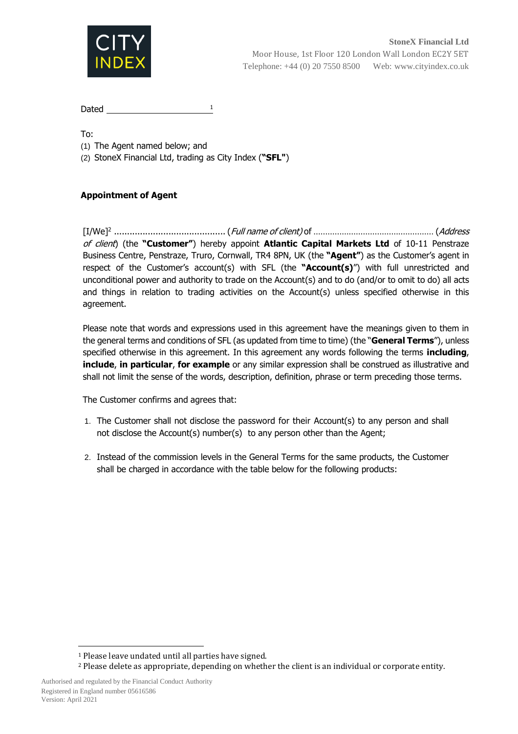**StoneX Financial Ltd**
Moor House, 1st Floor 120 London Wall London EC2Y 5ET
Telephone: +44 (0) 20 7550 8500 Web: www.cityindex.co.uk

Dated ______________________[1]

To:

(1) The Agent named below; and
(2) StoneX Financial Ltd, trading as City Index (**"SFL"**)

**Appointment of Agent**

[I/We][2] ........................................... (*Full name of client)* of ................................................... (*Address of client*) (the **"Customer"**) hereby appoint **Atlantic Capital Markets Ltd** of 10-11 Penstraze Business Centre, Penstraze, Truro, Cornwall, TR4 8PN, UK (the **"Agent"**) as the Customer's agent in respect of the Customer's account(s) with SFL (the **"Account(s)**") with full unrestricted and unconditional power and authority to trade on the Account(s) and to do (and/or to omit to do) all acts and things in relation to trading activities on the Account(s) unless specified otherwise in this agreement.

Please note that words and expressions used in this agreement have the meanings given to them in the general terms and conditions of SFL (as updated from time to time) (the "**General Terms**"), unless specified otherwise in this agreement. In this agreement any words following the terms **including**, **include**, **in particular**, **for example** or any similar expression shall be construed as illustrative and shall not limit the sense of the words, description, definition, phrase or term preceding those terms.

The Customer confirms and agrees that:

1. The Customer shall not disclose the password for their Account(s) to any person and shall not disclose the Account(s) number(s) to any person other than the Agent;

2. Instead of the commission levels in the General Terms for the same products, the Customer shall be charged in accordance with the table below for the following products:

---

[1] Please leave undated until all parties have signed.

[2] Please delete as appropriate, depending on whether the client is an individual or corporate entity.

Authorised and regulated by the Financial Conduct Authority
Registered in England number 05616586
Version: April 2021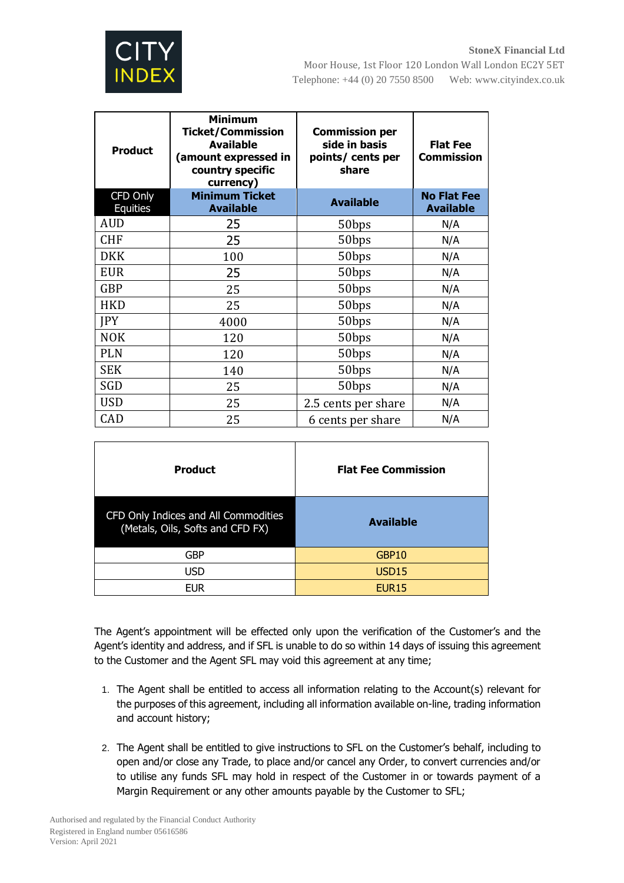| Product | Minimum Ticket/Commission Available (amount expressed in country specific currency) | Commission per side in basis points/ cents per share | Flat Fee Commission |
|---|---|---|---|
| CFD Only Equities | Minimum Ticket Available | Available | No Flat Fee Available |
| AUD | 25 | 50bps | N/A |
| CHF | 25 | 50bps | N/A |
| DKK | 100 | 50bps | N/A |
| EUR | 25 | 50bps | N/A |
| GBP | 25 | 50bps | N/A |
| HKD | 25 | 50bps | N/A |
| JPY | 4000 | 50bps | N/A |
| NOK | 120 | 50bps | N/A |
| PLN | 120 | 50bps | N/A |
| SEK | 140 | 50bps | N/A |
| SGD | 25 | 50bps | N/A |
| USD | 25 | 2.5 cents per share | N/A |
| CAD | 25 | 6 cents per share | N/A |

| Product | Flat Fee Commission |
|---|---|
| CFD Only Indices and All Commodities (Metals, Oils, Softs and CFD FX) | Available |
| GBP | GBP10 |
| USD | USD15 |
| EUR | EUR15 |

The Agent's appointment will be effected only upon the verification of the Customer's and the Agent's identity and address, and if SFL is unable to do so within 14 days of issuing this agreement to the Customer and the Agent SFL may void this agreement at any time;

1. The Agent shall be entitled to access all information relating to the Account(s) relevant for the purposes of this agreement, including all information available on-line, trading information and account history;

2. The Agent shall be entitled to give instructions to SFL on the Customer's behalf, including to open and/or close any Trade, to place and/or cancel any Order, to convert currencies and/or to utilise any funds SFL may hold in respect of the Customer in or towards payment of a Margin Requirement or any other amounts payable by the Customer to SFL;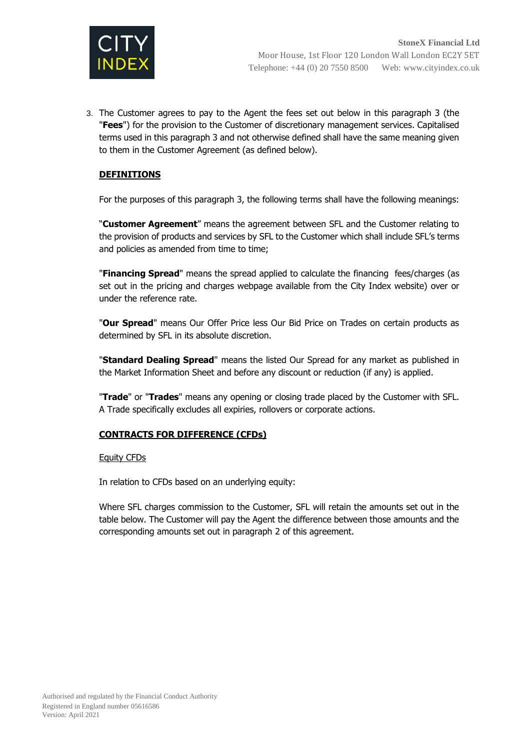3. The Customer agrees to pay to the Agent the fees set out below in this paragraph 3 (the "**Fees**") for the provision to the Customer of discretionary management services. Capitalised terms used in this paragraph 3 and not otherwise defined shall have the same meaning given to them in the Customer Agreement (as defined below).

**DEFINITIONS**

For the purposes of this paragraph 3, the following terms shall have the following meanings:

"**Customer Agreement**" means the agreement between SFL and the Customer relating to the provision of products and services by SFL to the Customer which shall include SFL's terms and policies as amended from time to time;

"**Financing Spread**" means the spread applied to calculate the financing fees/charges (as set out in the pricing and charges webpage available from the City Index website) over or under the reference rate.

"**Our Spread**" means Our Offer Price less Our Bid Price on Trades on certain products as determined by SFL in its absolute discretion.

"**Standard Dealing Spread**" means the listed Our Spread for any market as published in the Market Information Sheet and before any discount or reduction (if any) is applied.

"**Trade**" or "**Trades**" means any opening or closing trade placed by the Customer with SFL. A Trade specifically excludes all expiries, rollovers or corporate actions.

**CONTRACTS FOR DIFFERENCE (CFDs)**

Equity CFDs

In relation to CFDs based on an underlying equity:

Where SFL charges commission to the Customer, SFL will retain the amounts set out in the table below. The Customer will pay the Agent the difference between those amounts and the corresponding amounts set out in paragraph 2 of this agreement.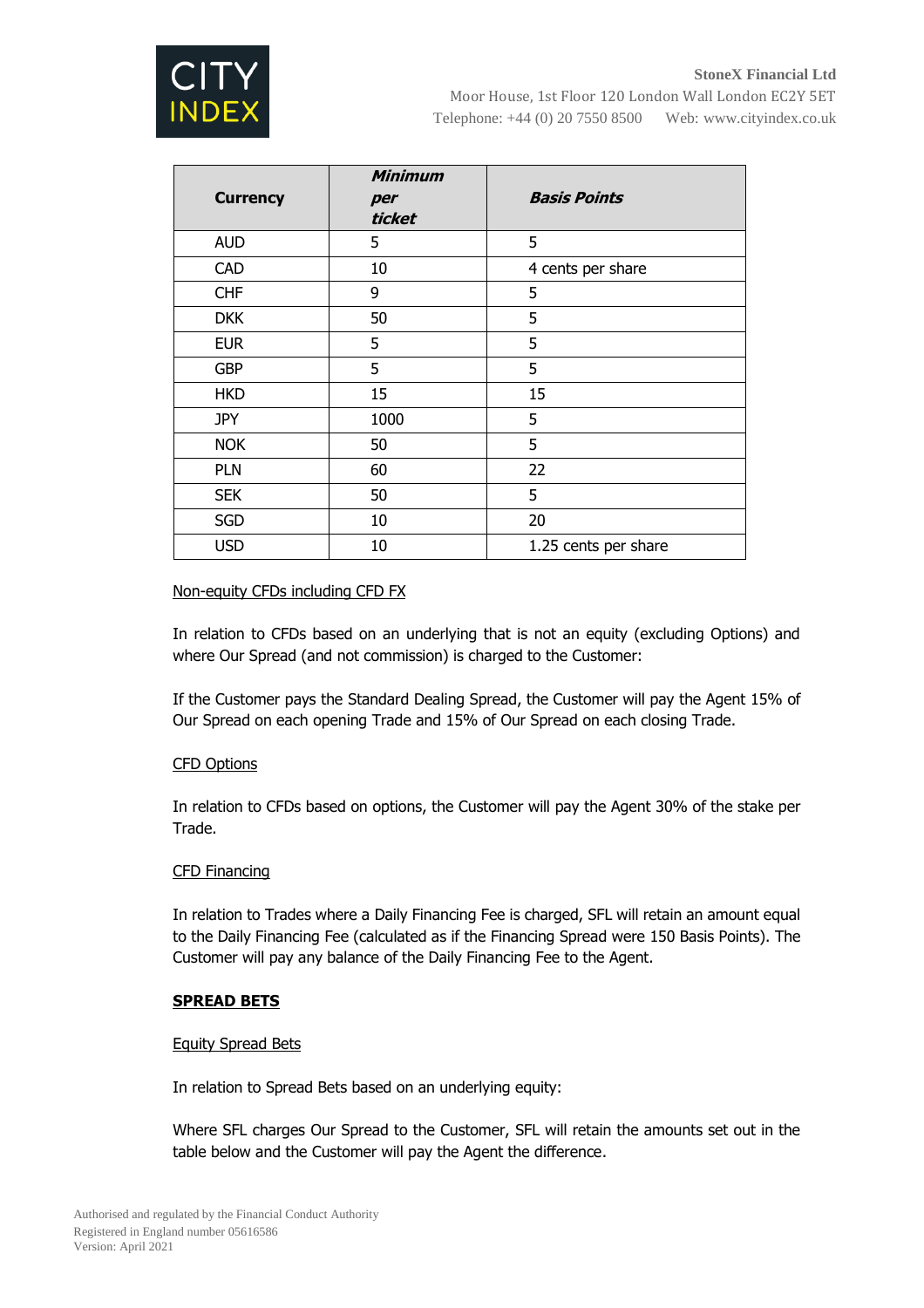| Currency | ***Minimum per ticket*** | ***Basis Points*** |
|---|---|---|
| AUD | 5 | 5 |
| CAD | 10 | 4 cents per share |
| CHF | 9 | 5 |
| DKK | 50 | 5 |
| EUR | 5 | 5 |
| GBP | 5 | 5 |
| HKD | 15 | 15 |
| JPY | 1000 | 5 |
| NOK | 50 | 5 |
| PLN | 60 | 22 |
| SEK | 50 | 5 |
| SGD | 10 | 20 |
| USD | 10 | 1.25 cents per share |

<u>Non-equity CFDs including CFD FX</u>

In relation to CFDs based on an underlying that is not an equity (excluding Options) and where Our Spread (and not commission) is charged to the Customer:

If the Customer pays the Standard Dealing Spread, the Customer will pay the Agent 15% of Our Spread on each opening Trade and 15% of Our Spread on each closing Trade.

<u>CFD Options</u>

In relation to CFDs based on options, the Customer will pay the Agent 30% of the stake per Trade.

<u>CFD Financing</u>

In relation to Trades where a Daily Financing Fee is charged, SFL will retain an amount equal to the Daily Financing Fee (calculated as if the Financing Spread were 150 Basis Points). The Customer will pay any balance of the Daily Financing Fee to the Agent.

## SPREAD BETS

<u>Equity Spread Bets</u>

In relation to Spread Bets based on an underlying equity:

Where SFL charges Our Spread to the Customer, SFL will retain the amounts set out in the table below and the Customer will pay the Agent the difference.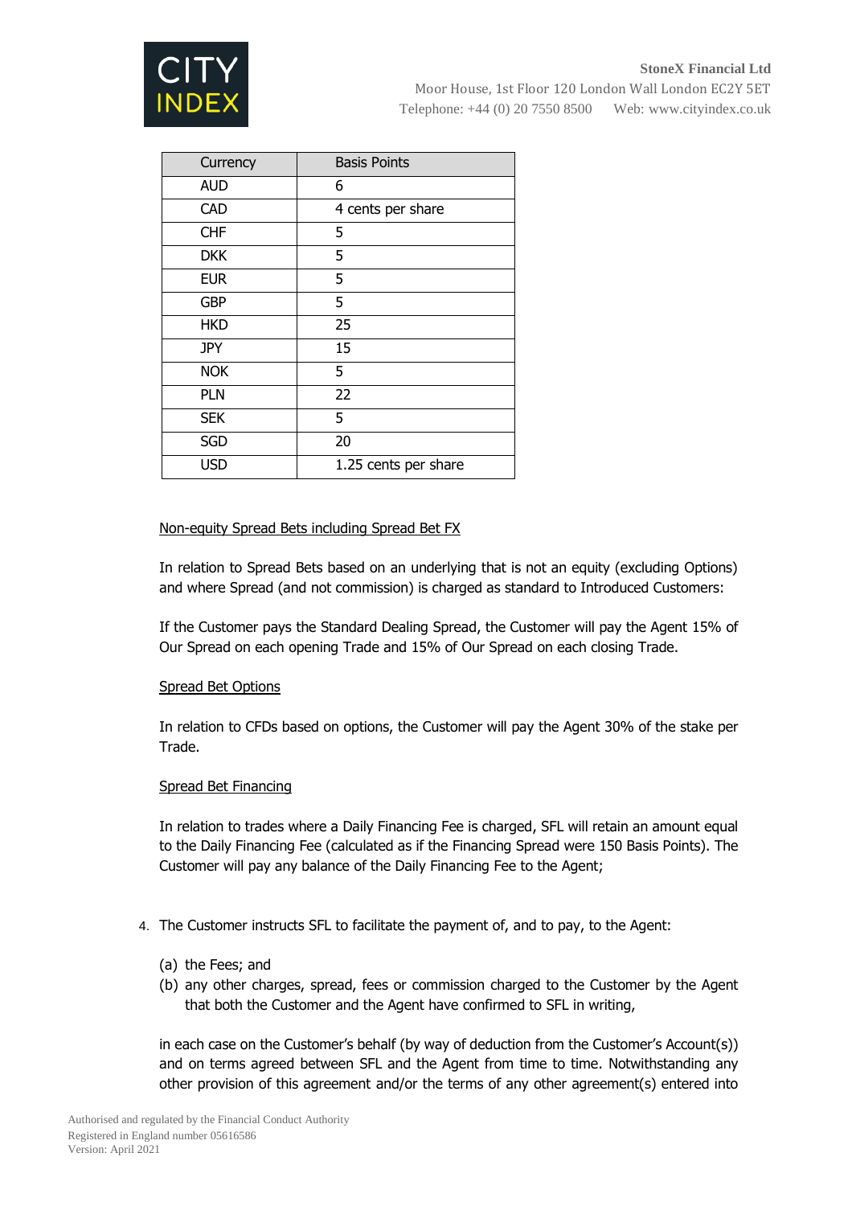| Currency | Basis Points |
| --- | --- |
| AUD | 6 |
| CAD | 4 cents per share |
| CHF | 5 |
| DKK | 5 |
| EUR | 5 |
| GBP | 5 |
| HKD | 25 |
| JPY | 15 |
| NOK | 5 |
| PLN | 22 |
| SEK | 5 |
| SGD | 20 |
| USD | 1.25 cents per share |

<u>Non-equity Spread Bets including Spread Bet FX</u>

In relation to Spread Bets based on an underlying that is not an equity (excluding Options) and where Spread (and not commission) is charged as standard to Introduced Customers:

If the Customer pays the Standard Dealing Spread, the Customer will pay the Agent 15% of Our Spread on each opening Trade and 15% of Our Spread on each closing Trade.

<u>Spread Bet Options</u>

In relation to CFDs based on options, the Customer will pay the Agent 30% of the stake per Trade.

<u>Spread Bet Financing</u>

In relation to trades where a Daily Financing Fee is charged, SFL will retain an amount equal to the Daily Financing Fee (calculated as if the Financing Spread were 150 Basis Points). The Customer will pay any balance of the Daily Financing Fee to the Agent;

4. The Customer instructs SFL to facilitate the payment of, and to pay, to the Agent:

   (a) the Fees; and
   (b) any other charges, spread, fees or commission charged to the Customer by the Agent that both the Customer and the Agent have confirmed to SFL in writing,

   in each case on the Customer's behalf (by way of deduction from the Customer's Account(s)) and on terms agreed between SFL and the Agent from time to time. Notwithstanding any other provision of this agreement and/or the terms of any other agreement(s) entered into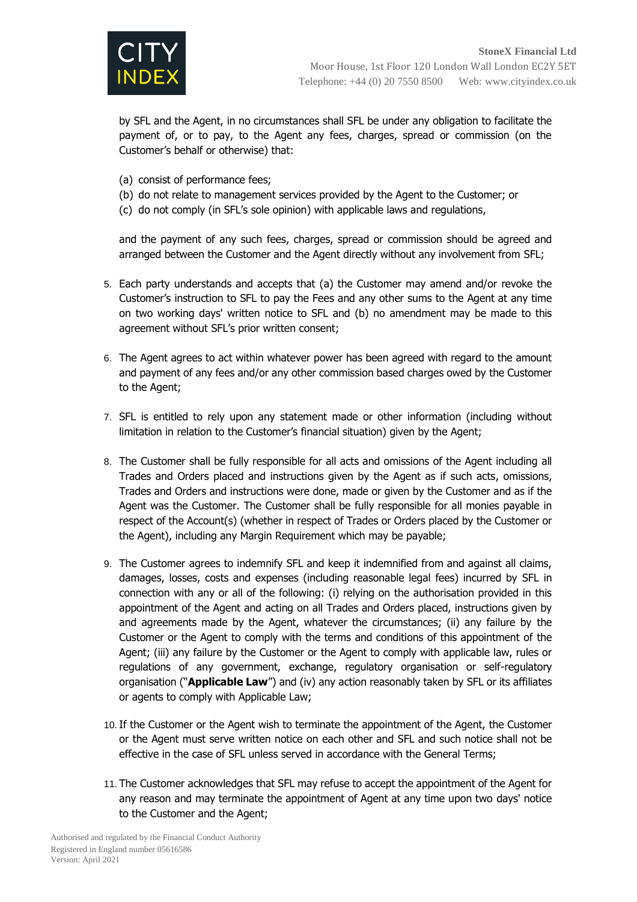by SFL and the Agent, in no circumstances shall SFL be under any obligation to facilitate the payment of, or to pay, to the Agent any fees, charges, spread or commission (on the Customer's behalf or otherwise) that:

(a) consist of performance fees;
(b) do not relate to management services provided by the Agent to the Customer; or
(c) do not comply (in SFL's sole opinion) with applicable laws and regulations,

and the payment of any such fees, charges, spread or commission should be agreed and arranged between the Customer and the Agent directly without any involvement from SFL;

5. Each party understands and accepts that (a) the Customer may amend and/or revoke the Customer's instruction to SFL to pay the Fees and any other sums to the Agent at any time on two working days' written notice to SFL and (b) no amendment may be made to this agreement without SFL's prior written consent;

6. The Agent agrees to act within whatever power has been agreed with regard to the amount and payment of any fees and/or any other commission based charges owed by the Customer to the Agent;

7. SFL is entitled to rely upon any statement made or other information (including without limitation in relation to the Customer's financial situation) given by the Agent;

8. The Customer shall be fully responsible for all acts and omissions of the Agent including all Trades and Orders placed and instructions given by the Agent as if such acts, omissions, Trades and Orders and instructions were done, made or given by the Customer and as if the Agent was the Customer. The Customer shall be fully responsible for all monies payable in respect of the Account(s) (whether in respect of Trades or Orders placed by the Customer or the Agent), including any Margin Requirement which may be payable;

9. The Customer agrees to indemnify SFL and keep it indemnified from and against all claims, damages, losses, costs and expenses (including reasonable legal fees) incurred by SFL in connection with any or all of the following: (i) relying on the authorisation provided in this appointment of the Agent and acting on all Trades and Orders placed, instructions given by and agreements made by the Agent, whatever the circumstances; (ii) any failure by the Customer or the Agent to comply with the terms and conditions of this appointment of the Agent; (iii) any failure by the Customer or the Agent to comply with applicable law, rules or regulations of any government, exchange, regulatory organisation or self-regulatory organisation ("**Applicable Law**") and (iv) any action reasonably taken by SFL or its affiliates or agents to comply with Applicable Law;

10. If the Customer or the Agent wish to terminate the appointment of the Agent, the Customer or the Agent must serve written notice on each other and SFL and such notice shall not be effective in the case of SFL unless served in accordance with the General Terms;

11. The Customer acknowledges that SFL may refuse to accept the appointment of the Agent for any reason and may terminate the appointment of Agent at any time upon two days' notice to the Customer and the Agent;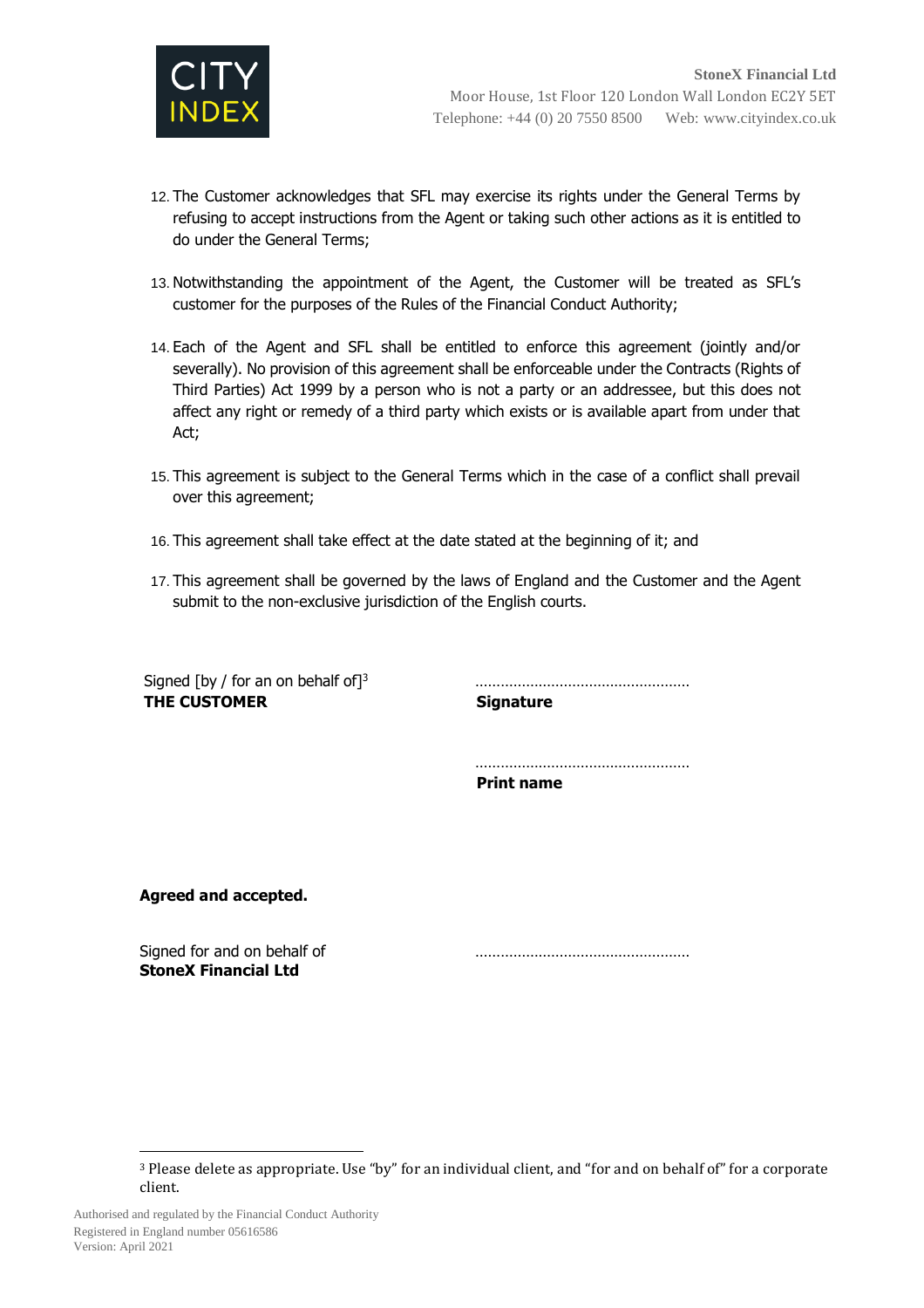12. The Customer acknowledges that SFL may exercise its rights under the General Terms by refusing to accept instructions from the Agent or taking such other actions as it is entitled to do under the General Terms;

13. Notwithstanding the appointment of the Agent, the Customer will be treated as SFL's customer for the purposes of the Rules of the Financial Conduct Authority;

14. Each of the Agent and SFL shall be entitled to enforce this agreement (jointly and/or severally). No provision of this agreement shall be enforceable under the Contracts (Rights of Third Parties) Act 1999 by a person who is not a party or an addressee, but this does not affect any right or remedy of a third party which exists or is available apart from under that Act;

15. This agreement is subject to the General Terms which in the case of a conflict shall prevail over this agreement;

16. This agreement shall take effect at the date stated at the beginning of it; and

17. This agreement shall be governed by the laws of England and the Customer and the Agent submit to the non-exclusive jurisdiction of the English courts.

Signed [by / for an on behalf of][3]
**THE CUSTOMER**

……………………………………………
**Signature**

……………………………………………
**Print name**

**Agreed and accepted.**

Signed for and on behalf of
**StoneX Financial Ltd**

……………………………………………

[3] Please delete as appropriate. Use "by" for an individual client, and "for and on behalf of" for a corporate client.

Authorised and regulated by the Financial Conduct Authority
Registered in England number 05616586
Version: April 2021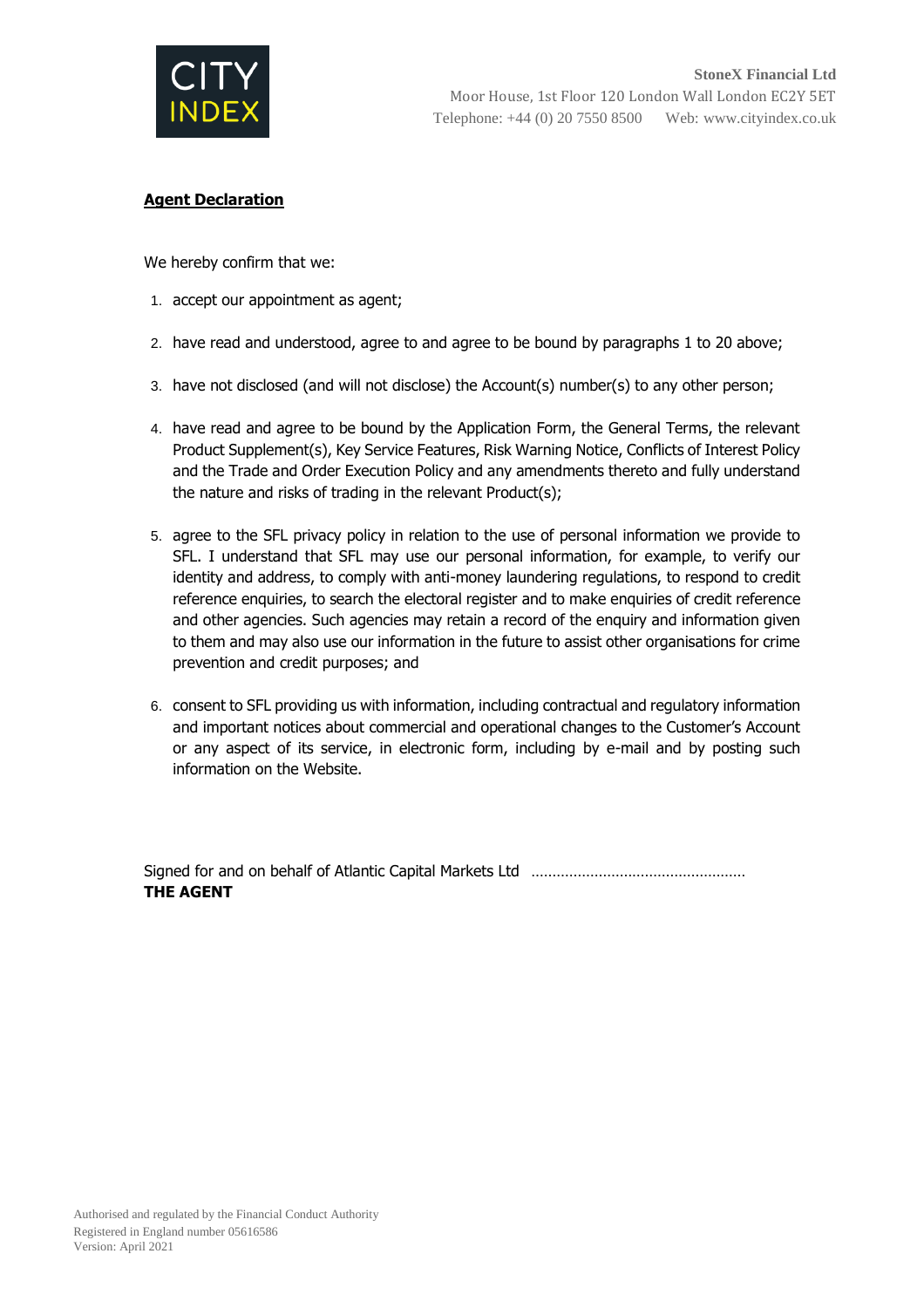StoneX Financial Ltd
Moor House, 1st Floor 120 London Wall London EC2Y 5ET
Telephone: +44 (0) 20 7550 8500 Web: www.cityindex.co.uk

## **Agent Declaration**

We hereby confirm that we:

1. accept our appointment as agent;
2. have read and understood, agree to and agree to be bound by paragraphs 1 to 20 above;
3. have not disclosed (and will not disclose) the Account(s) number(s) to any other person;
4. have read and agree to be bound by the Application Form, the General Terms, the relevant Product Supplement(s), Key Service Features, Risk Warning Notice, Conflicts of Interest Policy and the Trade and Order Execution Policy and any amendments thereto and fully understand the nature and risks of trading in the relevant Product(s);
5. agree to the SFL privacy policy in relation to the use of personal information we provide to SFL. I understand that SFL may use our personal information, for example, to verify our identity and address, to comply with anti-money laundering regulations, to respond to credit reference enquiries, to search the electoral register and to make enquiries of credit reference and other agencies. Such agencies may retain a record of the enquiry and information given to them and may also use our information in the future to assist other organisations for crime prevention and credit purposes; and
6. consent to SFL providing us with information, including contractual and regulatory information and important notices about commercial and operational changes to the Customer's Account or any aspect of its service, in electronic form, including by e-mail and by posting such information on the Website.

Signed for and on behalf of Atlantic Capital Markets Ltd ………………………………………………
**THE AGENT**

Authorised and regulated by the Financial Conduct Authority
Registered in England number 05616586
Version: April 2021